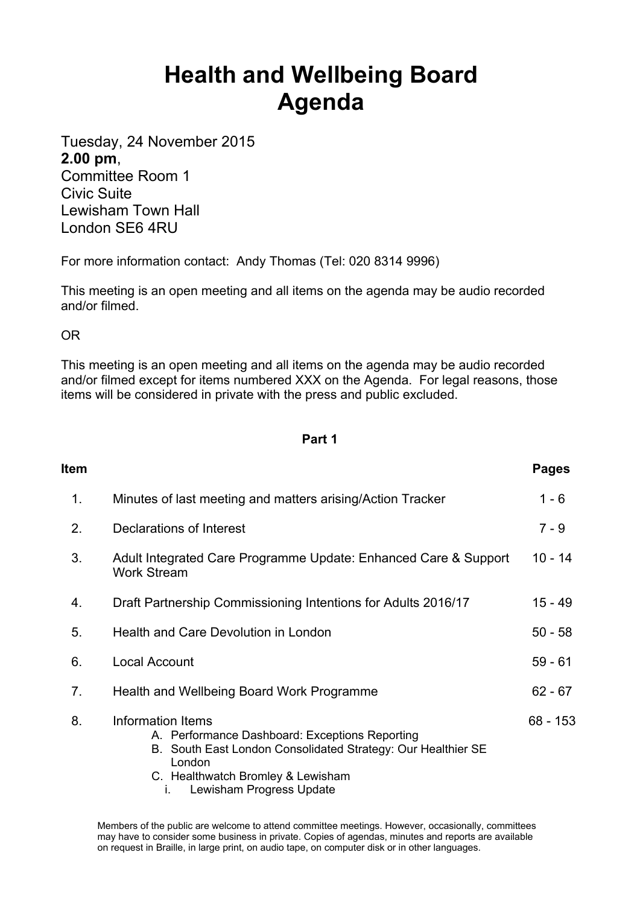# Health and Wellbeing Board
# Agenda

Tuesday, 24 November 2015
**2.00 pm**,
Committee Room 1
Civic Suite
Lewisham Town Hall
London SE6 4RU

For more information contact: Andy Thomas (Tel: 020 8314 9996)

This meeting is an open meeting and all items on the agenda may be audio recorded and/or filmed.

OR

This meeting is an open meeting and all items on the agenda may be audio recorded and/or filmed except for items numbered XXX on the Agenda. For legal reasons, those items will be considered in private with the press and public excluded.

**Part 1**

| Item | | Pages |
|---|---|---|
| 1. | Minutes of last meeting and matters arising/Action Tracker | 1 - 6 |
| 2. | Declarations of Interest | 7 - 9 |
| 3. | Adult Integrated Care Programme Update: Enhanced Care & Support Work Stream | 10 - 14 |
| 4. | Draft Partnership Commissioning Intentions for Adults 2016/17 | 15 - 49 |
| 5. | Health and Care Devolution in London | 50 - 58 |
| 6. | Local Account | 59 - 61 |
| 7. | Health and Wellbeing Board Work Programme | 62 - 67 |
| 8. | Information Items<br>A. Performance Dashboard: Exceptions Reporting<br>B. South East London Consolidated Strategy: Our Healthier SE London<br>C. Healthwatch Bromley & Lewisham<br>i. Lewisham Progress Update | 68 - 153 |

Members of the public are welcome to attend committee meetings. However, occasionally, committees may have to consider some business in private. Copies of agendas, minutes and reports are available on request in Braille, in large print, on audio tape, on computer disk or in other languages.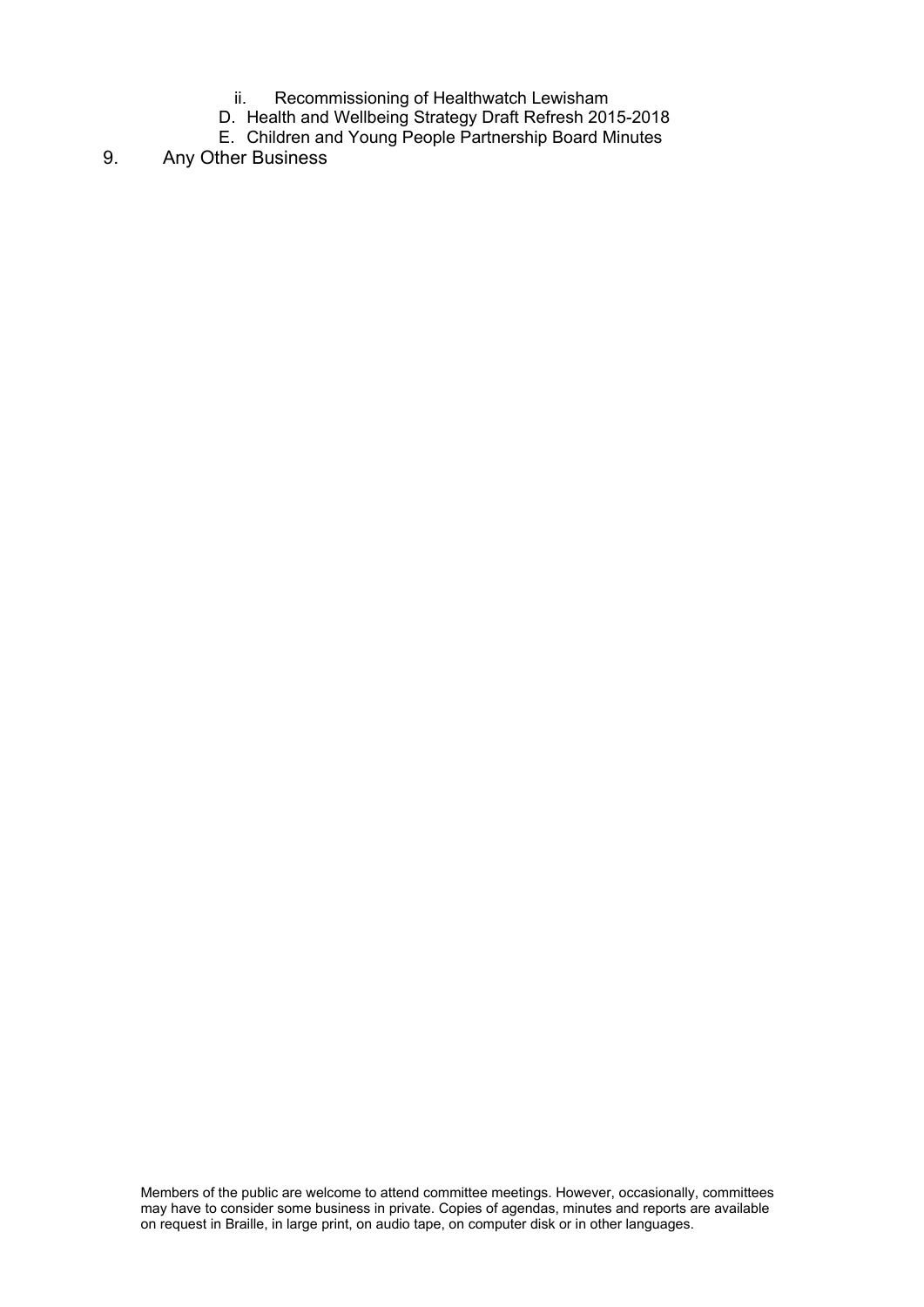- ii. Recommissioning of Healthwatch Lewisham
- D. Health and Wellbeing Strategy Draft Refresh 2015-2018
- E. Children and Young People Partnership Board Minutes

9. Any Other Business

Members of the public are welcome to attend committee meetings. However, occasionally, committees may have to consider some business in private. Copies of agendas, minutes and reports are available on request in Braille, in large print, on audio tape, on computer disk or in other languages.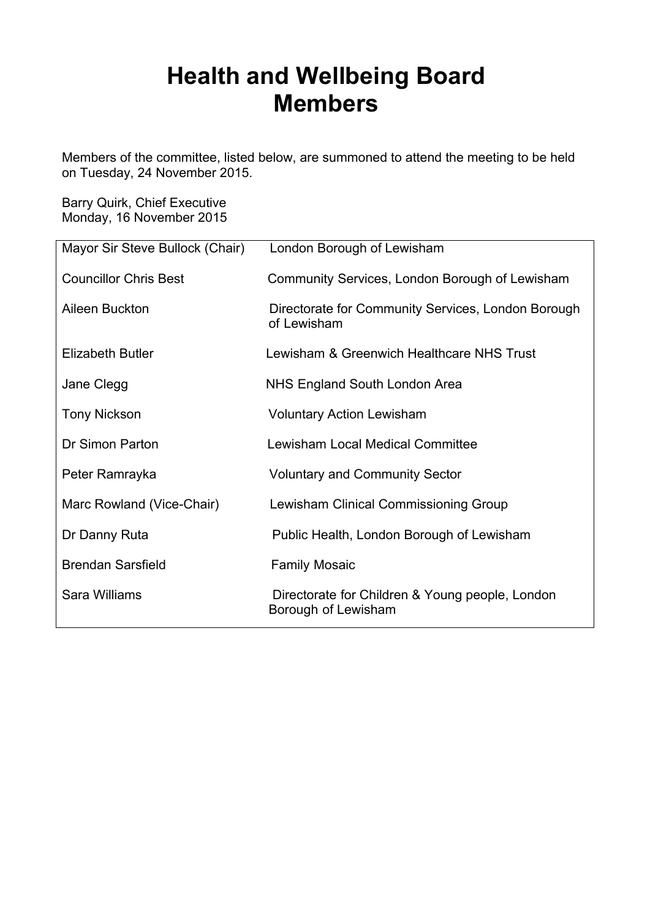# Health and Wellbeing Board Members

Members of the committee, listed below, are summoned to attend the meeting to be held on Tuesday, 24 November 2015.

Barry Quirk, Chief Executive
Monday, 16 November 2015

| | |
|---|---|
| Mayor Sir Steve Bullock (Chair) | London Borough of Lewisham |
| Councillor Chris Best | Community Services, London Borough of Lewisham |
| Aileen Buckton | Directorate for Community Services, London Borough of Lewisham |
| Elizabeth Butler | Lewisham & Greenwich Healthcare NHS Trust |
| Jane Clegg | NHS England South London Area |
| Tony Nickson | Voluntary Action Lewisham |
| Dr Simon Parton | Lewisham Local Medical Committee |
| Peter Ramrayka | Voluntary and Community Sector |
| Marc Rowland (Vice-Chair) | Lewisham Clinical Commissioning Group |
| Dr Danny Ruta | Public Health, London Borough of Lewisham |
| Brendan Sarsfield | Family Mosaic |
| Sara Williams | Directorate for Children & Young people, London Borough of Lewisham |